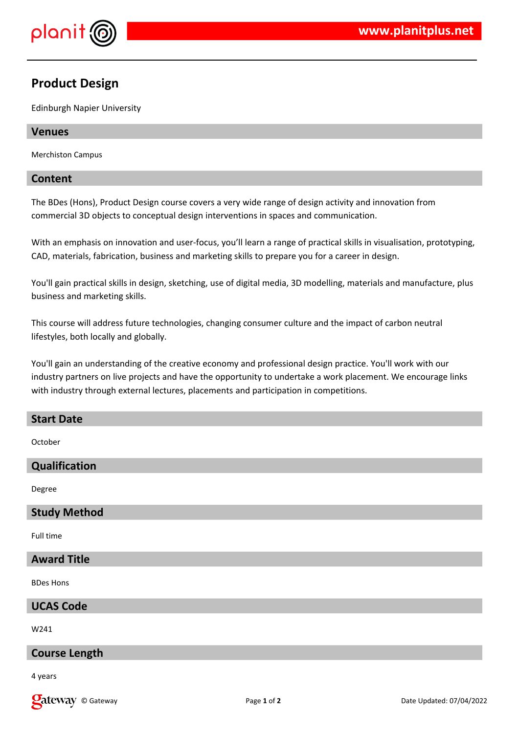# Product Design

Edinburgh Napier University

## Venues

Merchiston Campus

## Content

The BDes (Hons), Product Design course covers a very wide range of design activity and innovation from commercial 3D objects to conceptual design interventions in spaces and communication.

With an emphasis on innovation and user-focus, you'll learn a range of practical skills in visualisation, prototyping, CAD, materials, fabrication, business and marketing skills to prepare you for a career in design.

You'll gain practical skills in design, sketching, use of digital media, 3D modelling, materials and manufacture, plus business and marketing skills.

This course will address future technologies, changing consumer culture and the impact of carbon neutral lifestyles, both locally and globally.

You'll gain an understanding of the creative economy and professional design practice. You'll work with our industry partners on live projects and have the opportunity to undertake a work placement. We encourage links with industry through external lectures, placements and participation in competitions.

## Start Date

October

## Qualification

Degree

## Study Method

Full time

## Award Title

BDes Hons

## UCAS Code

W241

## Course Length

4 years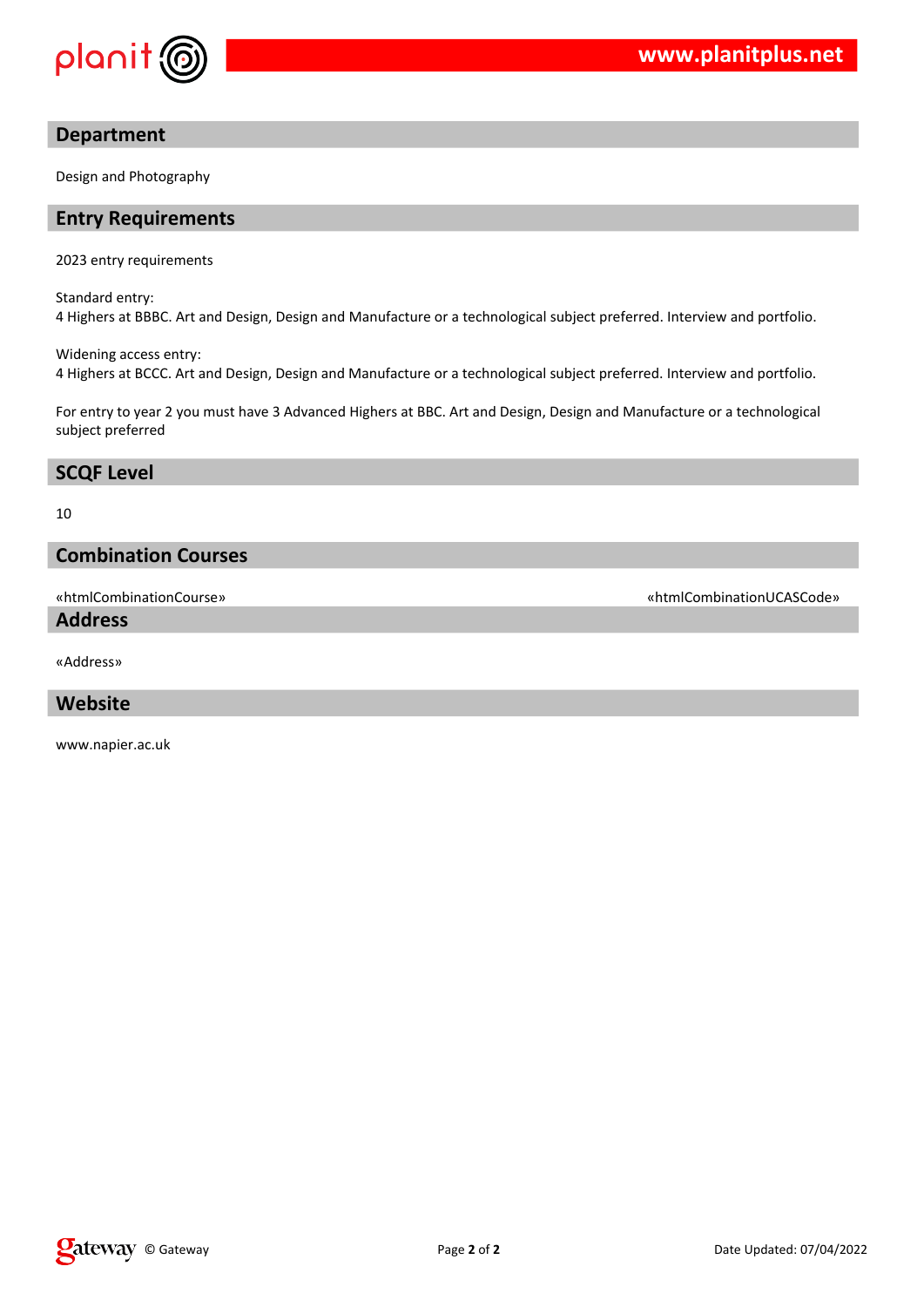## Department

Design and Photography

## Entry Requirements

2023 entry requirements

Standard entry:
4 Highers at BBBC. Art and Design, Design and Manufacture or a technological subject preferred. Interview and portfolio.

Widening access entry:
4 Highers at BCCC. Art and Design, Design and Manufacture or a technological subject preferred. Interview and portfolio.

For entry to year 2 you must have 3 Advanced Highers at BBC. Art and Design, Design and Manufacture or a technological subject preferred

## SCQF Level

10

## Combination Courses

«htmlCombinationCourse» «htmlCombinationUCASCode»

## Address

«Address»

## Website

www.napier.ac.uk